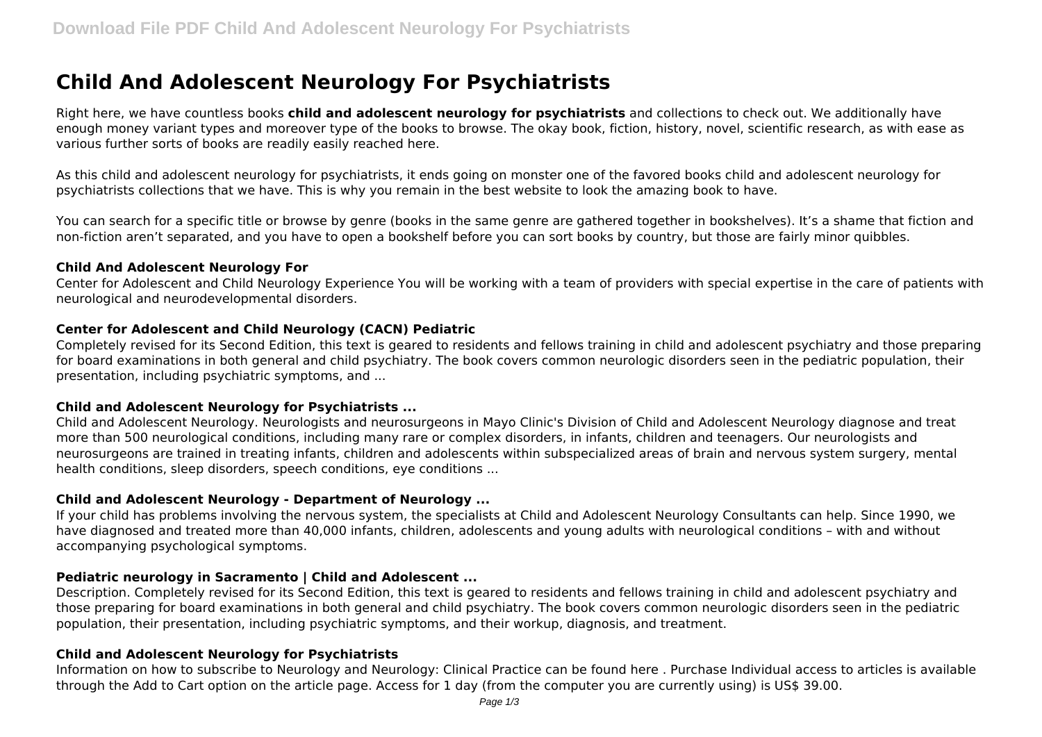# Child And Adolescent Neurology For Psychiatrists

Right here, we have countless books **child and adolescent neurology for psychiatrists** and collections to check out. We additionally have enough money variant types and moreover type of the books to browse. The okay book, fiction, history, novel, scientific research, as with ease as various further sorts of books are readily easily reached here.

As this child and adolescent neurology for psychiatrists, it ends going on monster one of the favored books child and adolescent neurology for psychiatrists collections that we have. This is why you remain in the best website to look the amazing book to have.

You can search for a specific title or browse by genre (books in the same genre are gathered together in bookshelves). It's a shame that fiction and non-fiction aren't separated, and you have to open a bookshelf before you can sort books by country, but those are fairly minor quibbles.

### Child And Adolescent Neurology For

Center for Adolescent and Child Neurology Experience You will be working with a team of providers with special expertise in the care of patients with neurological and neurodevelopmental disorders.

### Center for Adolescent and Child Neurology (CACN) Pediatric

Completely revised for its Second Edition, this text is geared to residents and fellows training in child and adolescent psychiatry and those preparing for board examinations in both general and child psychiatry. The book covers common neurologic disorders seen in the pediatric population, their presentation, including psychiatric symptoms, and ...

### Child and Adolescent Neurology for Psychiatrists ...

Child and Adolescent Neurology. Neurologists and neurosurgeons in Mayo Clinic's Division of Child and Adolescent Neurology diagnose and treat more than 500 neurological conditions, including many rare or complex disorders, in infants, children and teenagers. Our neurologists and neurosurgeons are trained in treating infants, children and adolescents within subspecialized areas of brain and nervous system surgery, mental health conditions, sleep disorders, speech conditions, eye conditions ...

### Child and Adolescent Neurology - Department of Neurology ...

If your child has problems involving the nervous system, the specialists at Child and Adolescent Neurology Consultants can help. Since 1990, we have diagnosed and treated more than 40,000 infants, children, adolescents and young adults with neurological conditions – with and without accompanying psychological symptoms.

### Pediatric neurology in Sacramento | Child and Adolescent ...

Description. Completely revised for its Second Edition, this text is geared to residents and fellows training in child and adolescent psychiatry and those preparing for board examinations in both general and child psychiatry. The book covers common neurologic disorders seen in the pediatric population, their presentation, including psychiatric symptoms, and their workup, diagnosis, and treatment.

### Child and Adolescent Neurology for Psychiatrists

Information on how to subscribe to Neurology and Neurology: Clinical Practice can be found here . Purchase Individual access to articles is available through the Add to Cart option on the article page. Access for 1 day (from the computer you are currently using) is US$ 39.00.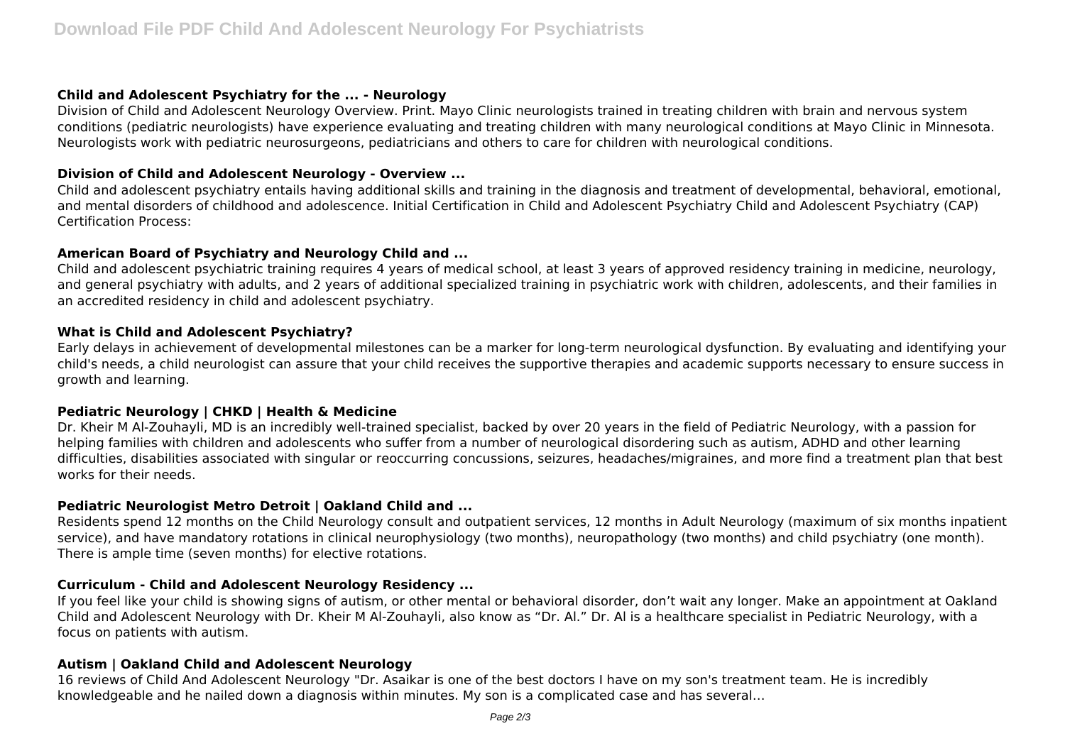### Child and Adolescent Psychiatry for the ... - Neurology

Division of Child and Adolescent Neurology Overview. Print. Mayo Clinic neurologists trained in treating children with brain and nervous system conditions (pediatric neurologists) have experience evaluating and treating children with many neurological conditions at Mayo Clinic in Minnesota. Neurologists work with pediatric neurosurgeons, pediatricians and others to care for children with neurological conditions.

### Division of Child and Adolescent Neurology - Overview ...

Child and adolescent psychiatry entails having additional skills and training in the diagnosis and treatment of developmental, behavioral, emotional, and mental disorders of childhood and adolescence. Initial Certification in Child and Adolescent Psychiatry Child and Adolescent Psychiatry (CAP) Certification Process:

### American Board of Psychiatry and Neurology Child and ...

Child and adolescent psychiatric training requires 4 years of medical school, at least 3 years of approved residency training in medicine, neurology, and general psychiatry with adults, and 2 years of additional specialized training in psychiatric work with children, adolescents, and their families in an accredited residency in child and adolescent psychiatry.

### What is Child and Adolescent Psychiatry?

Early delays in achievement of developmental milestones can be a marker for long-term neurological dysfunction. By evaluating and identifying your child's needs, a child neurologist can assure that your child receives the supportive therapies and academic supports necessary to ensure success in growth and learning.

### Pediatric Neurology | CHKD | Health & Medicine

Dr. Kheir M Al-Zouhayli, MD is an incredibly well-trained specialist, backed by over 20 years in the field of Pediatric Neurology, with a passion for helping families with children and adolescents who suffer from a number of neurological disordering such as autism, ADHD and other learning difficulties, disabilities associated with singular or reoccurring concussions, seizures, headaches/migraines, and more find a treatment plan that best works for their needs.

### Pediatric Neurologist Metro Detroit | Oakland Child and ...

Residents spend 12 months on the Child Neurology consult and outpatient services, 12 months in Adult Neurology (maximum of six months inpatient service), and have mandatory rotations in clinical neurophysiology (two months), neuropathology (two months) and child psychiatry (one month). There is ample time (seven months) for elective rotations.

### Curriculum - Child and Adolescent Neurology Residency ...

If you feel like your child is showing signs of autism, or other mental or behavioral disorder, don't wait any longer. Make an appointment at Oakland Child and Adolescent Neurology with Dr. Kheir M Al-Zouhayli, also know as "Dr. Al." Dr. Al is a healthcare specialist in Pediatric Neurology, with a focus on patients with autism.

### Autism | Oakland Child and Adolescent Neurology

16 reviews of Child And Adolescent Neurology "Dr. Asaikar is one of the best doctors I have on my son's treatment team. He is incredibly knowledgeable and he nailed down a diagnosis within minutes. My son is a complicated case and has several…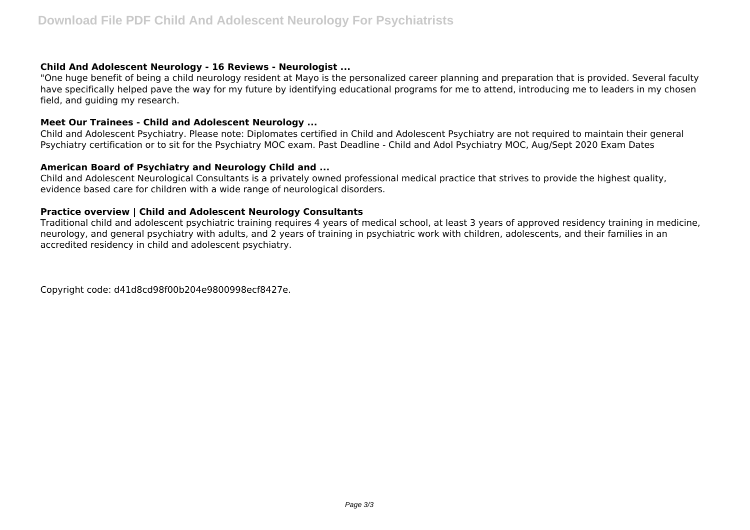### Child And Adolescent Neurology - 16 Reviews - Neurologist ...

"One huge benefit of being a child neurology resident at Mayo is the personalized career planning and preparation that is provided. Several faculty have specifically helped pave the way for my future by identifying educational programs for me to attend, introducing me to leaders in my chosen field, and guiding my research.

### Meet Our Trainees - Child and Adolescent Neurology ...

Child and Adolescent Psychiatry. Please note: Diplomates certified in Child and Adolescent Psychiatry are not required to maintain their general Psychiatry certification or to sit for the Psychiatry MOC exam. Past Deadline - Child and Adol Psychiatry MOC, Aug/Sept 2020 Exam Dates

### American Board of Psychiatry and Neurology Child and ...

Child and Adolescent Neurological Consultants is a privately owned professional medical practice that strives to provide the highest quality, evidence based care for children with a wide range of neurological disorders.

### Practice overview | Child and Adolescent Neurology Consultants

Traditional child and adolescent psychiatric training requires 4 years of medical school, at least 3 years of approved residency training in medicine, neurology, and general psychiatry with adults, and 2 years of training in psychiatric work with children, adolescents, and their families in an accredited residency in child and adolescent psychiatry.

Copyright code: d41d8cd98f00b204e9800998ecf8427e.